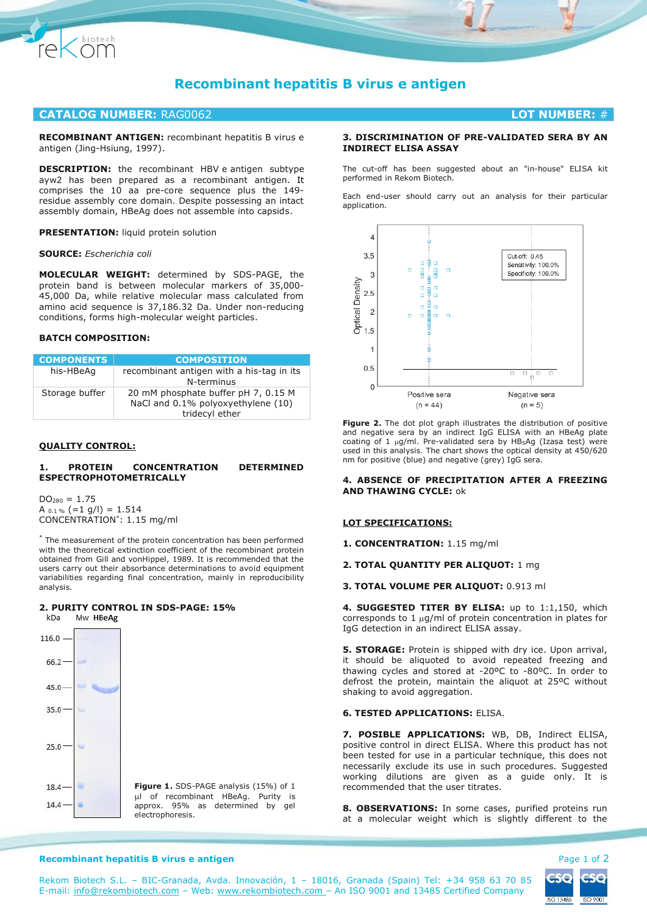# Recombinant hepatitis B virus e antigen

**CATALOG NUMBER:** RAG0062 **LOT NUMBER:** #

**RECOMBINANT ANTIGEN:** recombinant hepatitis B virus e antigen (Jing-Hsiung, 1997).

**DESCRIPTION:** the recombinant HBV e antigen subtype ayw2 has been prepared as a recombinant antigen. It comprises the 10 aa pre-core sequence plus the 149-residue assembly core domain. Despite possessing an intact assembly domain, HBeAg does not assemble into capsids.

**PRESENTATION:** liquid protein solution

**SOURCE:** *Escherichia coli*

**MOLECULAR WEIGHT:** determined by SDS-PAGE, the protein band is between molecular markers of 35,000-45,000 Da, while relative molecular mass calculated from amino acid sequence is 37,186.32 Da. Under non-reducing conditions, forms high-molecular weight particles.

**BATCH COMPOSITION:**

| COMPONENTS | COMPOSITION |
|---|---|
| his-HBeAg | recombinant antigen with a his-tag in its N-terminus |
| Storage buffer | 20 mM phosphate buffer pH 7, 0.15 M NaCl and 0.1% polyoxyethylene (10) tridecyl ether |

## QUALITY CONTROL:

### 1. PROTEIN CONCENTRATION DETERMINED ESPECTROPHOTOMETRICALLY

$DO_{280}$ = 1.75
$A_{0.1\%}$ (=1 g/l) = 1.514
CONCENTRATION*: 1.15 mg/ml

* The measurement of the protein concentration has been performed with the theoretical extinction coefficient of the recombinant protein obtained from Gill and vonHippel, 1989. It is recommended that the users carry out their absorbance determinations to avoid equipment variabilities regarding final concentration, mainly in reproducibility analysis.

### 2. PURITY CONTROL IN SDS-PAGE: 15%

Figure 1. SDS-PAGE analysis (15%) of 1 µl of recombinant HBeAg. Purity is approx. 95% as determined by gel electrophoresis.

### 3. DISCRIMINATION OF PRE-VALIDATED SERA BY AN INDIRECT ELISA ASSAY

The cut-off has been suggested about an "in-house" ELISA kit performed in Rekom Biotech.

Each end-user should carry out an analysis for their particular application.

Figure 2. The dot plot graph illustrates the distribution of positive and negative sera by an indirect IgG ELISA with an HBeAg plate coating of 1 µg/ml. Pre-validated sera by $HB_5Ag$ (Izasa test) were used in this analysis. The chart shows the optical density at 450/620 nm for positive (blue) and negative (grey) IgG sera.

### 4. ABSENCE OF PRECIPITATION AFTER A FREEZING AND THAWING CYCLE: ok

## LOT SPECIFICATIONS:

**1. CONCENTRATION:** 1.15 mg/ml

**2. TOTAL QUANTITY PER ALIQUOT:** 1 mg

**3. TOTAL VOLUME PER ALIQUOT:** 0.913 ml

**4. SUGGESTED TITER BY ELISA:** up to 1:1,150, which corresponds to 1 µg/ml of protein concentration in plates for IgG detection in an indirect ELISA assay.

**5. STORAGE:** Protein is shipped with dry ice. Upon arrival, it should be aliquoted to avoid repeated freezing and thawing cycles and stored at -20ºC to -80ºC. In order to defrost the protein, maintain the aliquot at 25ºC without shaking to avoid aggregation.

**6. TESTED APPLICATIONS:** ELISA.

**7. POSIBLE APPLICATIONS:** WB, DB, Indirect ELISA, positive control in direct ELISA. Where this product has not been tested for use in a particular technique, this does not necessarily exclude its use in such procedures. Suggested working dilutions are given as a guide only. It is recommended that the user titrates.

**8. OBSERVATIONS:** In some cases, purified proteins run at a molecular weight which is slightly different to the

Rekom Biotech S.L. – BIC-Granada, Avda. Innovación, 1 – 18016, Granada (Spain) Tel: +34 958 63 70 85
E-mail: info@rekombiotech.com – Web: www.rekombiotech.com – An ISO 9001 and 13485 Certified Company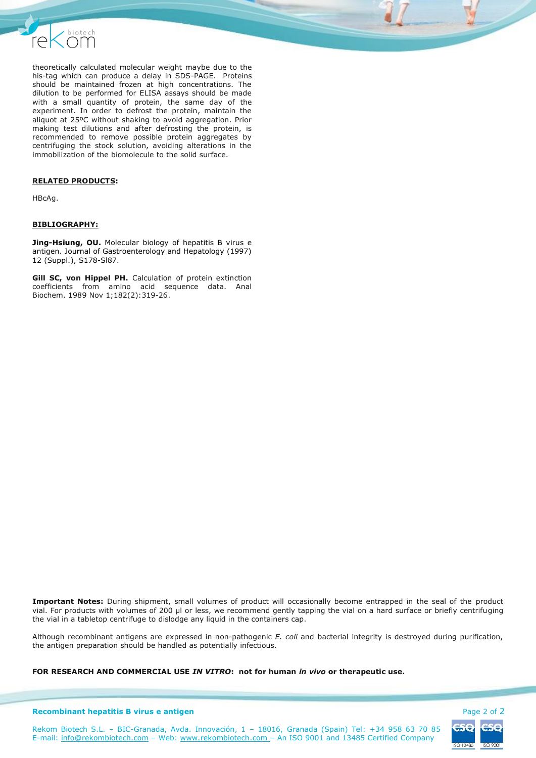theoretically calculated molecular weight maybe due to the his-tag which can produce a delay in SDS-PAGE. Proteins should be maintained frozen at high concentrations. The dilution to be performed for ELISA assays should be made with a small quantity of protein, the same day of the experiment. In order to defrost the protein, maintain the aliquot at 25ºC without shaking to avoid aggregation. Prior making test dilutions and after defrosting the protein, is recommended to remove possible protein aggregates by centrifuging the stock solution, avoiding alterations in the immobilization of the biomolecule to the solid surface.

**RELATED PRODUCTS:**

HBcAg.

**BIBLIOGRAPHY:**

**Jing-Hsiung, OU.** Molecular biology of hepatitis B virus e antigen. Journal of Gastroenterology and Hepatology (1997) 12 (Suppl.), S178-SI87.

**Gill SC, von Hippel PH.** Calculation of protein extinction coefficients from amino acid sequence data. Anal Biochem. 1989 Nov 1;182(2):319-26.

**Important Notes:** During shipment, small volumes of product will occasionally become entrapped in the seal of the product vial. For products with volumes of 200 µl or less, we recommend gently tapping the vial on a hard surface or briefly centrifuging the vial in a tabletop centrifuge to dislodge any liquid in the containers cap.

Although recombinant antigens are expressed in non-pathogenic *E. coli* and bacterial integrity is destroyed during purification, the antigen preparation should be handled as potentially infectious.

**FOR RESEARCH AND COMMERCIAL USE *IN VITRO*: not for human *in vivo* or therapeutic use.**